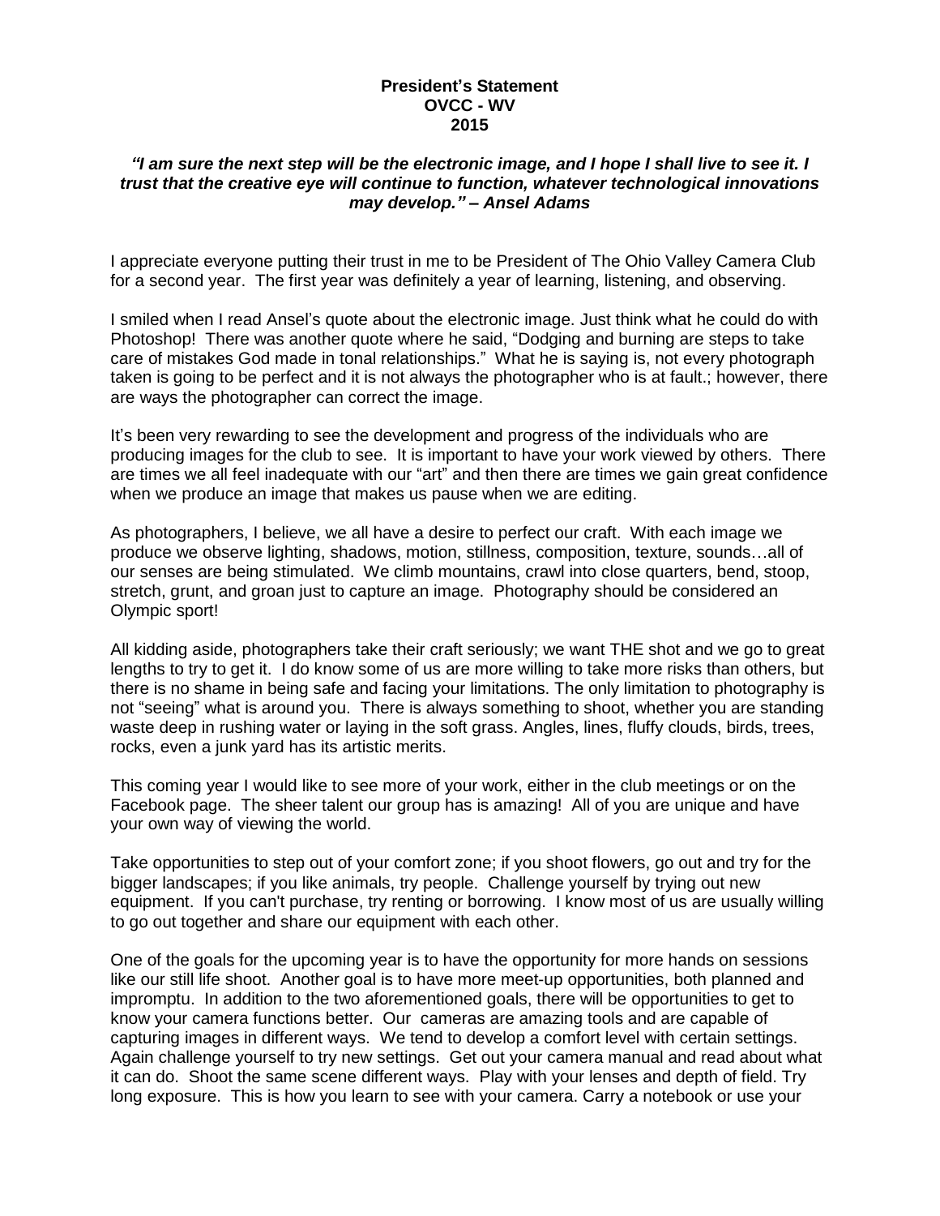**President's Statement**
**OVCC - WV**
**2015**

***"I am sure the next step will be the electronic image, and I hope I shall live to see it. I trust that the creative eye will continue to function, whatever technological innovations may develop." – Ansel Adams***

I appreciate everyone putting their trust in me to be President of The Ohio Valley Camera Club for a second year. The first year was definitely a year of learning, listening, and observing.

I smiled when I read Ansel's quote about the electronic image. Just think what he could do with Photoshop! There was another quote where he said, "Dodging and burning are steps to take care of mistakes God made in tonal relationships." What he is saying is, not every photograph taken is going to be perfect and it is not always the photographer who is at fault.; however, there are ways the photographer can correct the image.

It's been very rewarding to see the development and progress of the individuals who are producing images for the club to see. It is important to have your work viewed by others. There are times we all feel inadequate with our "art" and then there are times we gain great confidence when we produce an image that makes us pause when we are editing.

As photographers, I believe, we all have a desire to perfect our craft. With each image we produce we observe lighting, shadows, motion, stillness, composition, texture, sounds…all of our senses are being stimulated. We climb mountains, crawl into close quarters, bend, stoop, stretch, grunt, and groan just to capture an image. Photography should be considered an Olympic sport!

All kidding aside, photographers take their craft seriously; we want THE shot and we go to great lengths to try to get it. I do know some of us are more willing to take more risks than others, but there is no shame in being safe and facing your limitations. The only limitation to photography is not "seeing" what is around you. There is always something to shoot, whether you are standing waste deep in rushing water or laying in the soft grass. Angles, lines, fluffy clouds, birds, trees, rocks, even a junk yard has its artistic merits.

This coming year I would like to see more of your work, either in the club meetings or on the Facebook page. The sheer talent our group has is amazing! All of you are unique and have your own way of viewing the world.

Take opportunities to step out of your comfort zone; if you shoot flowers, go out and try for the bigger landscapes; if you like animals, try people. Challenge yourself by trying out new equipment. If you can't purchase, try renting or borrowing. I know most of us are usually willing to go out together and share our equipment with each other.

One of the goals for the upcoming year is to have the opportunity for more hands on sessions like our still life shoot. Another goal is to have more meet-up opportunities, both planned and impromptu. In addition to the two aforementioned goals, there will be opportunities to get to know your camera functions better. Our cameras are amazing tools and are capable of capturing images in different ways. We tend to develop a comfort level with certain settings. Again challenge yourself to try new settings. Get out your camera manual and read about what it can do. Shoot the same scene different ways. Play with your lenses and depth of field. Try long exposure. This is how you learn to see with your camera. Carry a notebook or use your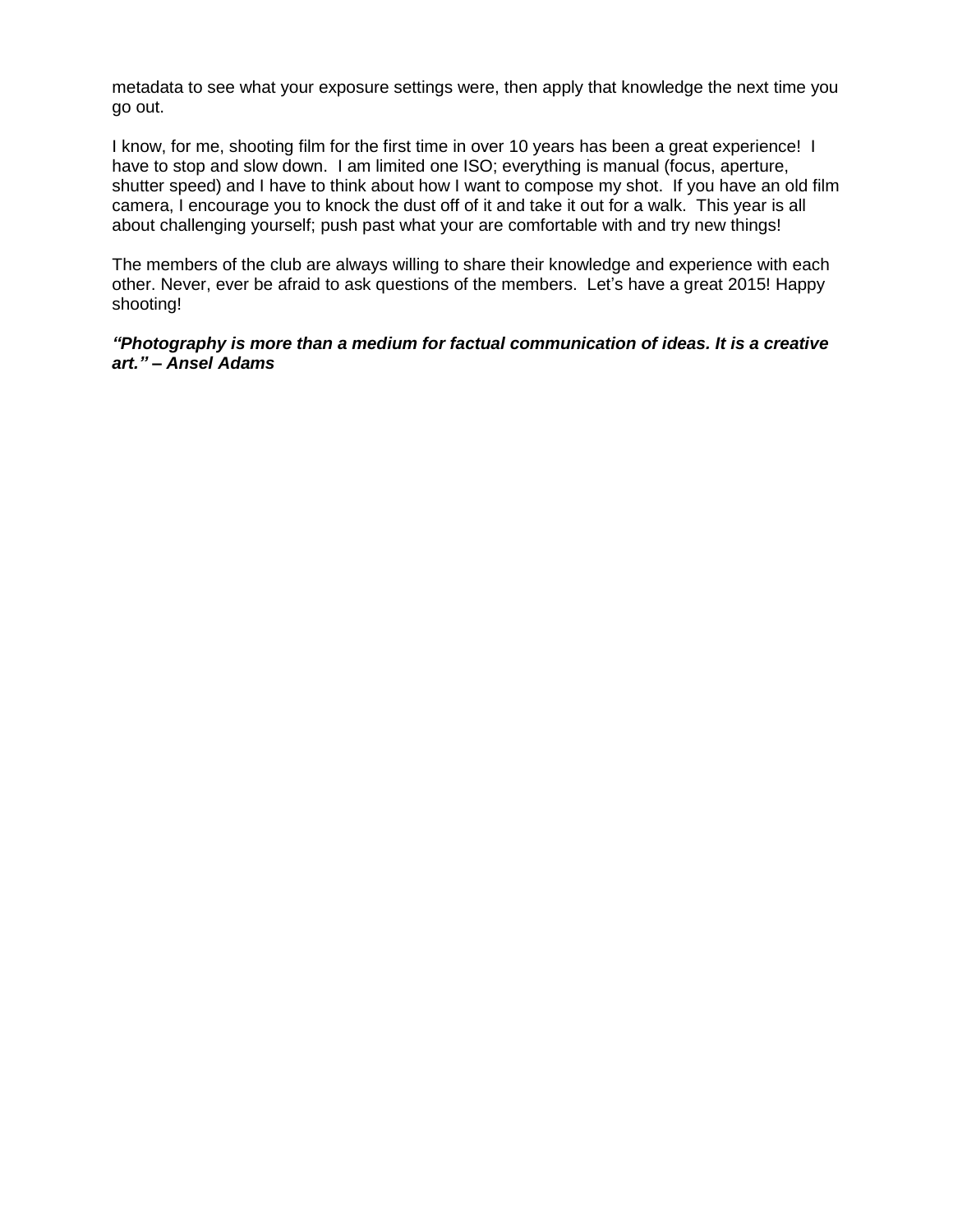metadata to see what your exposure settings were, then apply that knowledge the next time you go out.

I know, for me, shooting film for the first time in over 10 years has been a great experience! I have to stop and slow down. I am limited one ISO; everything is manual (focus, aperture, shutter speed) and I have to think about how I want to compose my shot. If you have an old film camera, I encourage you to knock the dust off of it and take it out for a walk. This year is all about challenging yourself; push past what your are comfortable with and try new things!

The members of the club are always willing to share their knowledge and experience with each other. Never, ever be afraid to ask questions of the members. Let's have a great 2015! Happy shooting!

***"Photography is more than a medium for factual communication of ideas. It is a creative art." – Ansel Adams***